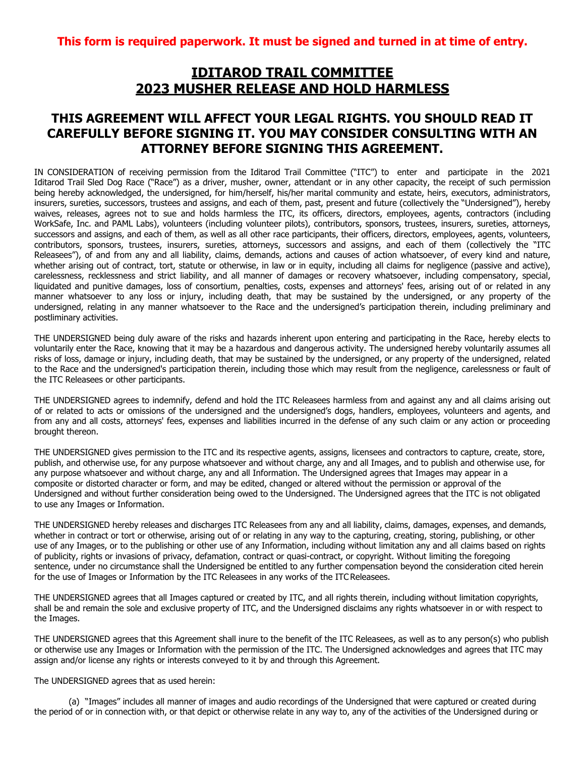**This form is required paperwork. It must be signed and turned in at time of entry.**

# IDITAROD TRAIL COMMITTEE
# 2023 MUSHER RELEASE AND HOLD HARMLESS

## THIS AGREEMENT WILL AFFECT YOUR LEGAL RIGHTS. YOU SHOULD READ IT CAREFULLY BEFORE SIGNING IT. YOU MAY CONSIDER CONSULTING WITH AN ATTORNEY BEFORE SIGNING THIS AGREEMENT.

IN CONSIDERATION of receiving permission from the Iditarod Trail Committee ("ITC") to enter and participate in the 2021 Iditarod Trail Sled Dog Race ("Race") as a driver, musher, owner, attendant or in any other capacity, the receipt of such permission being hereby acknowledged, the undersigned, for him/herself, his/her marital community and estate, heirs, executors, administrators, insurers, sureties, successors, trustees and assigns, and each of them, past, present and future (collectively the "Undersigned"), hereby waives, releases, agrees not to sue and holds harmless the ITC, its officers, directors, employees, agents, contractors (including WorkSafe, Inc. and PAML Labs), volunteers (including volunteer pilots), contributors, sponsors, trustees, insurers, sureties, attorneys, successors and assigns, and each of them, as well as all other race participants, their officers, directors, employees, agents, volunteers, contributors, sponsors, trustees, insurers, sureties, attorneys, successors and assigns, and each of them (collectively the "ITC Releasees"), of and from any and all liability, claims, demands, actions and causes of action whatsoever, of every kind and nature, whether arising out of contract, tort, statute or otherwise, in law or in equity, including all claims for negligence (passive and active), carelessness, recklessness and strict liability, and all manner of damages or recovery whatsoever, including compensatory, special, liquidated and punitive damages, loss of consortium, penalties, costs, expenses and attorneys' fees, arising out of or related in any manner whatsoever to any loss or injury, including death, that may be sustained by the undersigned, or any property of the undersigned, relating in any manner whatsoever to the Race and the undersigned's participation therein, including preliminary and postliminary activities.

THE UNDERSIGNED being duly aware of the risks and hazards inherent upon entering and participating in the Race, hereby elects to voluntarily enter the Race, knowing that it may be a hazardous and dangerous activity. The undersigned hereby voluntarily assumes all risks of loss, damage or injury, including death, that may be sustained by the undersigned, or any property of the undersigned, related to the Race and the undersigned's participation therein, including those which may result from the negligence, carelessness or fault of the ITC Releasees or other participants.

THE UNDERSIGNED agrees to indemnify, defend and hold the ITC Releasees harmless from and against any and all claims arising out of or related to acts or omissions of the undersigned and the undersigned's dogs, handlers, employees, volunteers and agents, and from any and all costs, attorneys' fees, expenses and liabilities incurred in the defense of any such claim or any action or proceeding brought thereon.

THE UNDERSIGNED gives permission to the ITC and its respective agents, assigns, licensees and contractors to capture, create, store, publish, and otherwise use, for any purpose whatsoever and without charge, any and all Images, and to publish and otherwise use, for any purpose whatsoever and without charge, any and all Information. The Undersigned agrees that Images may appear in a composite or distorted character or form, and may be edited, changed or altered without the permission or approval of the Undersigned and without further consideration being owed to the Undersigned. The Undersigned agrees that the ITC is not obligated to use any Images or Information.

THE UNDERSIGNED hereby releases and discharges ITC Releasees from any and all liability, claims, damages, expenses, and demands, whether in contract or tort or otherwise, arising out of or relating in any way to the capturing, creating, storing, publishing, or other use of any Images, or to the publishing or other use of any Information, including without limitation any and all claims based on rights of publicity, rights or invasions of privacy, defamation, contract or quasi-contract, or copyright. Without limiting the foregoing sentence, under no circumstance shall the Undersigned be entitled to any further compensation beyond the consideration cited herein for the use of Images or Information by the ITC Releasees in any works of the ITC Releasees.

THE UNDERSIGNED agrees that all Images captured or created by ITC, and all rights therein, including without limitation copyrights, shall be and remain the sole and exclusive property of ITC, and the Undersigned disclaims any rights whatsoever in or with respect to the Images.

THE UNDERSIGNED agrees that this Agreement shall inure to the benefit of the ITC Releasees, as well as to any person(s) who publish or otherwise use any Images or Information with the permission of the ITC. The Undersigned acknowledges and agrees that ITC may assign and/or license any rights or interests conveyed to it by and through this Agreement.

The UNDERSIGNED agrees that as used herein:

(a) "Images" includes all manner of images and audio recordings of the Undersigned that were captured or created during the period of or in connection with, or that depict or otherwise relate in any way to, any of the activities of the Undersigned during or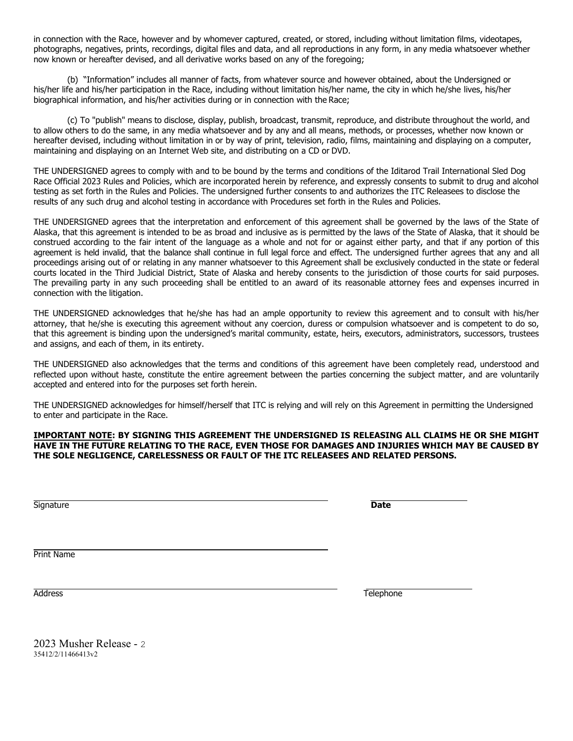in connection with the Race, however and by whomever captured, created, or stored, including without limitation films, videotapes, photographs, negatives, prints, recordings, digital files and data, and all reproductions in any form, in any media whatsoever whether now known or hereafter devised, and all derivative works based on any of the foregoing;

(b) "Information" includes all manner of facts, from whatever source and however obtained, about the Undersigned or his/her life and his/her participation in the Race, including without limitation his/her name, the city in which he/she lives, his/her biographical information, and his/her activities during or in connection with the Race;

(c) To "publish" means to disclose, display, publish, broadcast, transmit, reproduce, and distribute throughout the world, and to allow others to do the same, in any media whatsoever and by any and all means, methods, or processes, whether now known or hereafter devised, including without limitation in or by way of print, television, radio, films, maintaining and displaying on a computer, maintaining and displaying on an Internet Web site, and distributing on a CD or DVD.

THE UNDERSIGNED agrees to comply with and to be bound by the terms and conditions of the Iditarod Trail International Sled Dog Race Official 2023 Rules and Policies, which are incorporated herein by reference, and expressly consents to submit to drug and alcohol testing as set forth in the Rules and Policies. The undersigned further consents to and authorizes the ITC Releasees to disclose the results of any such drug and alcohol testing in accordance with Procedures set forth in the Rules and Policies.

THE UNDERSIGNED agrees that the interpretation and enforcement of this agreement shall be governed by the laws of the State of Alaska, that this agreement is intended to be as broad and inclusive as is permitted by the laws of the State of Alaska, that it should be construed according to the fair intent of the language as a whole and not for or against either party, and that if any portion of this agreement is held invalid, that the balance shall continue in full legal force and effect. The undersigned further agrees that any and all proceedings arising out of or relating in any manner whatsoever to this Agreement shall be exclusively conducted in the state or federal courts located in the Third Judicial District, State of Alaska and hereby consents to the jurisdiction of those courts for said purposes. The prevailing party in any such proceeding shall be entitled to an award of its reasonable attorney fees and expenses incurred in connection with the litigation.

THE UNDERSIGNED acknowledges that he/she has had an ample opportunity to review this agreement and to consult with his/her attorney, that he/she is executing this agreement without any coercion, duress or compulsion whatsoever and is competent to do so, that this agreement is binding upon the undersigned's marital community, estate, heirs, executors, administrators, successors, trustees and assigns, and each of them, in its entirety.

THE UNDERSIGNED also acknowledges that the terms and conditions of this agreement have been completely read, understood and reflected upon without haste, constitute the entire agreement between the parties concerning the subject matter, and are voluntarily accepted and entered into for the purposes set forth herein.

THE UNDERSIGNED acknowledges for himself/herself that ITC is relying and will rely on this Agreement in permitting the Undersigned to enter and participate in the Race.

**IMPORTANT NOTE: BY SIGNING THIS AGREEMENT THE UNDERSIGNED IS RELEASING ALL CLAIMS HE OR SHE MIGHT HAVE IN THE FUTURE RELATING TO THE RACE, EVEN THOSE FOR DAMAGES AND INJURIES WHICH MAY BE CAUSED BY THE SOLE NEGLIGENCE, CARELESSNESS OR FAULT OF THE ITC RELEASEES AND RELATED PERSONS.**

Signature ______________________________ **Date** ______________

Print Name ______________________________

Address ______________________________ Telephone ______________

2023 Musher Release - 2
35412/2/11466413v2